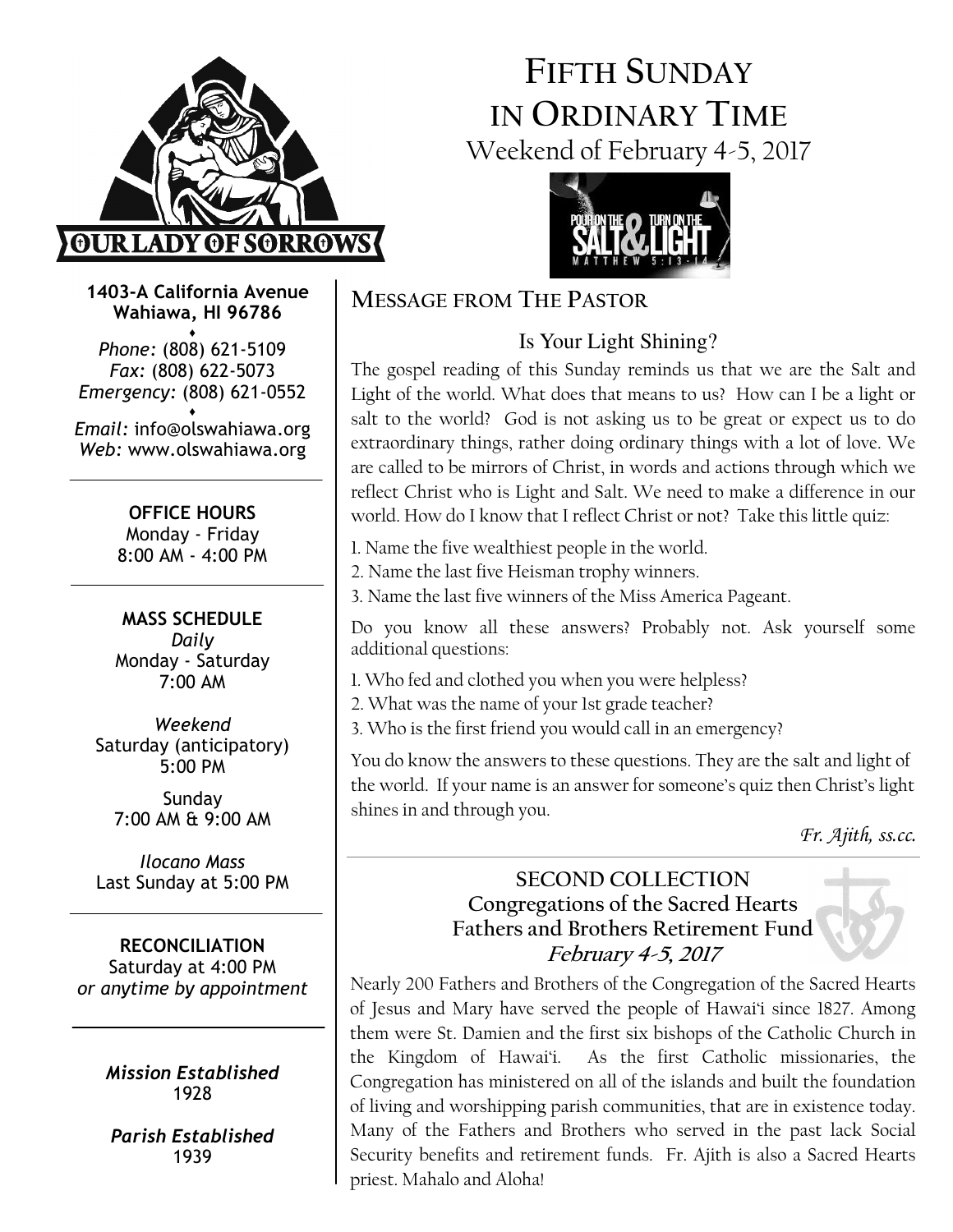# FIFTH SUNDAY IN ORDINARY TIME

Weekend of February 4-5, 2017

**1403-A California Avenue**
**Wahiawa, HI 96786**

♦

*Phone:* (808) 621-5109
*Fax:* (808) 622-5073
*Emergency:* (808) 621-0552

♦

*Email:* info@olswahiawa.org
*Web:* www.olswahiawa.org

**OFFICE HOURS**
Monday - Friday
8:00 AM - 4:00 PM

**MASS SCHEDULE**
*Daily*
Monday - Saturday
7:00 AM

*Weekend*
Saturday (anticipatory)
5:00 PM

Sunday
7:00 AM & 9:00 AM

*Ilocano Mass*
Last Sunday at 5:00 PM

**RECONCILIATION**
Saturday at 4:00 PM
*or anytime by appointment*

***Mission Established***
1928

***Parish Established***
1939

## MESSAGE FROM THE PASTOR

### Is Your Light Shining?

The gospel reading of this Sunday reminds us that we are the Salt and Light of the world. What does that means to us? How can I be a light or salt to the world? God is not asking us to be great or expect us to do extraordinary things, rather doing ordinary things with a lot of love. We are called to be mirrors of Christ, in words and actions through which we reflect Christ who is Light and Salt. We need to make a difference in our world. How do I know that I reflect Christ or not? Take this little quiz:

1. Name the five wealthiest people in the world.
2. Name the last five Heisman trophy winners.
3. Name the last five winners of the Miss America Pageant.

Do you know all these answers? Probably not. Ask yourself some additional questions:

1. Who fed and clothed you when you were helpless?
2. What was the name of your 1st grade teacher?
3. Who is the first friend you would call in an emergency?

You do know the answers to these questions. They are the salt and light of the world. If your name is an answer for someone's quiz then Christ's light shines in and through you.

*Fr. Ajith, ss.cc.*

## SECOND COLLECTION
### Congregations of the Sacred Hearts Fathers and Brothers Retirement Fund
***February 4-5, 2017***

Nearly 200 Fathers and Brothers of the Congregation of the Sacred Hearts of Jesus and Mary have served the people of Hawai'i since 1827. Among them were St. Damien and the first six bishops of the Catholic Church in the Kingdom of Hawai'i. As the first Catholic missionaries, the Congregation has ministered on all of the islands and built the foundation of living and worshipping parish communities, that are in existence today. Many of the Fathers and Brothers who served in the past lack Social Security benefits and retirement funds. Fr. Ajith is also a Sacred Hearts priest. Mahalo and Aloha!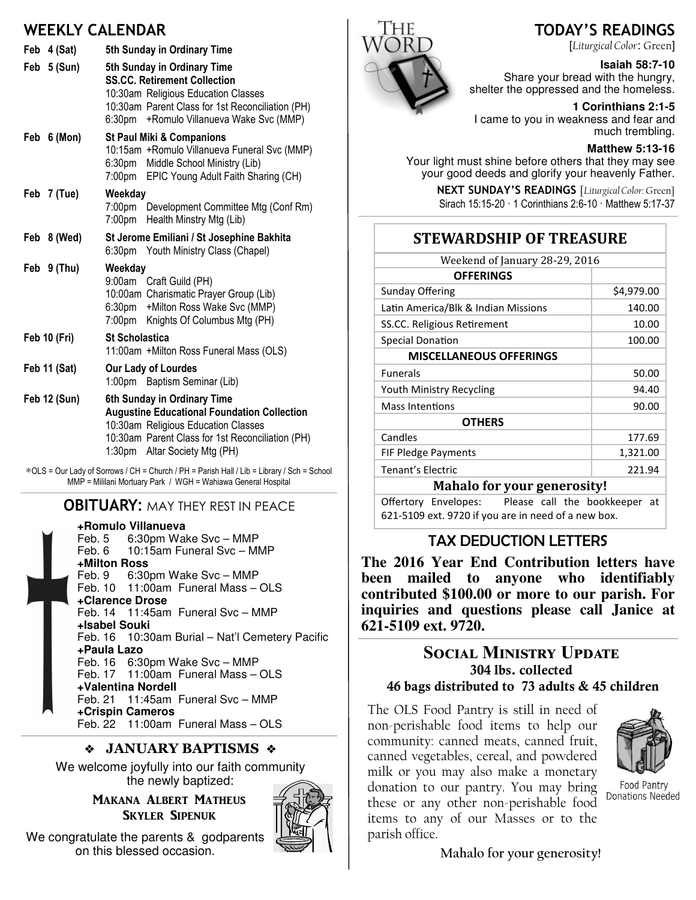## WEEKLY CALENDAR

**Feb 4 (Sat)** — **5th Sunday in Ordinary Time**

**Feb 5 (Sun)** — **5th Sunday in Ordinary Time**
**SS.CC. Retirement Collection**
10:30am Religious Education Classes
10:30am Parent Class for 1st Reconciliation (PH)
6:30pm +Romulo Villanueva Wake Svc (MMP)

**Feb 6 (Mon)** — **St Paul Miki & Companions**
10:15am +Romulo Villanueva Funeral Svc (MMP)
6:30pm Middle School Ministry (Lib)
7:00pm EPIC Young Adult Faith Sharing (CH)

**Feb 7 (Tue)** — **Weekday**
7:00pm Development Committee Mtg (Conf Rm)
7:00pm Health Minstry Mtg (Lib)

**Feb 8 (Wed)** — **St Jerome Emiliani / St Josephine Bakhita**
6:30pm Youth Ministry Class (Chapel)

**Feb 9 (Thu)** — **Weekday**
9:00am Craft Guild (PH)
10:00am Charismatic Prayer Group (Lib)
6:30pm +Milton Ross Wake Svc (MMP)
7:00pm Knights Of Columbus Mtg (PH)

**Feb 10 (Fri)** — **St Scholastica**
11:00am +Milton Ross Funeral Mass (OLS)

**Feb 11 (Sat)** — **Our Lady of Lourdes**
1:00pm Baptism Seminar (Lib)

**Feb 12 (Sun)** — **6th Sunday in Ordinary Time**
**Augustine Educational Foundation Collection**
10:30am Religious Education Classes
10:30am Parent Class for 1st Reconciliation (PH)
1:30pm Altar Society Mtg (PH)

*OLS = Our Lady of Sorrows / CH = Church / PH = Parish Hall / Lib = Library / Sch = School
MMP = Mililani Mortuary Park / WGH = Wahiawa General Hospital

## OBITUARY: MAY THEY REST IN PEACE

**+Romulo Villanueva**
Feb. 5 6:30pm Wake Svc – MMP
Feb. 6 10:15am Funeral Svc – MMP

**+Milton Ross**
Feb. 9 6:30pm Wake Svc – MMP
Feb. 10 11:00am Funeral Mass – OLS

**+Clarence Drose**
Feb. 14 11:45am Funeral Svc – MMP

**+Isabel Souki**
Feb. 16 10:30am Burial – Nat'l Cemetery Pacific

**+Paula Lazo**
Feb. 16 6:30pm Wake Svc – MMP
Feb. 17 11:00am Funeral Mass – OLS

**+Valentina Nordell**
Feb. 21 11:45am Funeral Svc – MMP

**+Crispin Cameros**
Feb. 22 11:00am Funeral Mass – OLS

## ❖ JANUARY BAPTISMS ❖

We welcome joyfully into our faith community the newly baptized:

**Makana Albert Matheus**
**Skyler Sipenuk**

We congratulate the parents & godparents on this blessed occasion.

## TODAY'S READINGS

[*Liturgical Color*: Green]

**Isaiah 58:7-10**
Share your bread with the hungry, shelter the oppressed and the homeless.

**1 Corinthians 2:1-5**
I came to you in weakness and fear and much trembling.

**Matthew 5:13-16**
Your light must shine before others that they may see your good deeds and glorify your heavenly Father.

**NEXT SUNDAY'S READINGS** [*Liturgical Color*: Green]
Sirach 15:15-20 · 1 Corinthians 2:6-10 · Matthew 5:17-37

## STEWARDSHIP OF TREASURE

Weekend of January 28-29, 2016

| **OFFERINGS** | |
|---|---|
| Sunday Offering | $4,979.00 |
| Latin America/Blk & Indian Missions | 140.00 |
| SS.CC. Religious Retirement | 10.00 |
| Special Donation | 100.00 |
| **MISCELLANEOUS OFFERINGS** | |
| Funerals | 50.00 |
| Youth Ministry Recycling | 94.40 |
| Mass Intentions | 90.00 |
| **OTHERS** | |
| Candles | 177.69 |
| FIF Pledge Payments | 1,321.00 |
| Tenant's Electric | 221.94 |

**Mahalo for your generosity!**

Offertory Envelopes: Please call the bookkeeper at 621-5109 ext. 9720 if you are in need of a new box.

## TAX DEDUCTION LETTERS

**The 2016 Year End Contribution letters have been mailed to anyone who identifiably contributed $100.00 or more to our parish. For inquiries and questions please call Janice at 621-5109 ext. 9720.**

## SOCIAL MINISTRY UPDATE

**304 lbs. collected**
**46 bags distributed to 73 adults & 45 children**

The OLS Food Pantry is still in need of non-perishable food items to help our community: canned meats, canned fruit, canned vegetables, cereal, and powdered milk or you may also make a monetary donation to our pantry. You may bring these or any other non-perishable food items to any of our Masses or to the parish office.

Food Pantry Donations Needed

**Mahalo for your generosity!**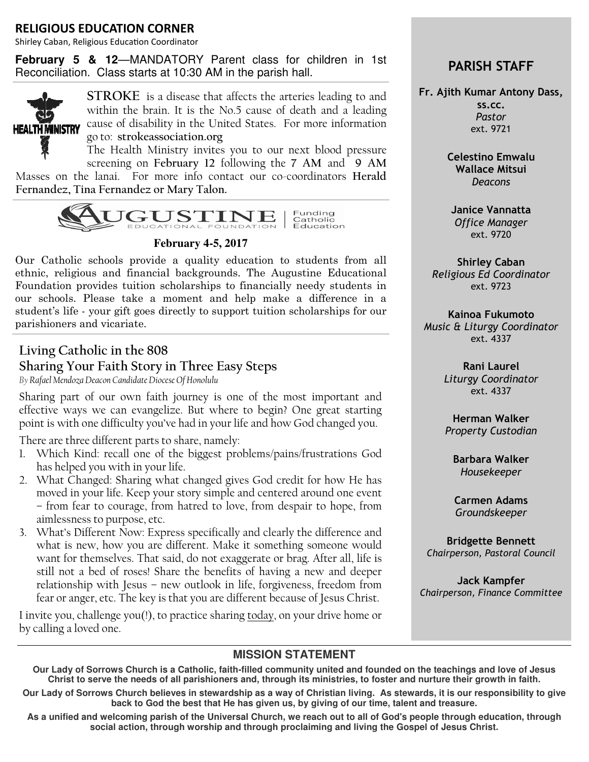## RELIGIOUS EDUCATION CORNER

Shirley Caban, Religious Education Coordinator

**February 5 & 12**—MANDATORY Parent class for children in 1st Reconciliation. Class starts at 10:30 AM in the parish hall.

HEALTH MINISTRY

**STROKE** is a disease that affects the arteries leading to and within the brain. It is the No.5 cause of death and a leading cause of disability in the United States. For more information go to: **strokeassociation.org**

The Health Ministry invites you to our next blood pressure screening on **February 12** following the **7 AM** and **9 AM** Masses on the lanai. For more info contact our co-coordinators **Herald Fernandez, Tina Fernandez or Mary Talon.**

AUGUSTINE EDUCATIONAL FOUNDATION | Funding Catholic Education

**February 4-5, 2017**

Our Catholic schools provide a quality education to students from all ethnic, religious and financial backgrounds. The Augustine Educational Foundation provides tuition scholarships to financially needy students in our schools. Please take a moment and help make a difference in a student's life - your gift goes directly to support tuition scholarships for our parishioners and vicariate.

## Living Catholic in the 808
## Sharing Your Faith Story in Three Easy Steps

*By Rafael Mendoza Deacon Candidate Diocese Of Honolulu*

Sharing part of our own faith journey is one of the most important and effective ways we can evangelize. But where to begin? One great starting point is with one difficulty you've had in your life and how God changed you.

There are three different parts to share, namely:

1. Which Kind: recall one of the biggest problems/pains/frustrations God has helped you with in your life.
2. What Changed: Sharing what changed gives God credit for how He has moved in your life. Keep your story simple and centered around one event – from fear to courage, from hatred to love, from despair to hope, from aimlessness to purpose, etc.
3. What's Different Now: Express specifically and clearly the difference and what is new, how you are different. Make it something someone would want for themselves. That said, do not exaggerate or brag. After all, life is still not a bed of roses! Share the benefits of having a new and deeper relationship with Jesus – new outlook in life, forgiveness, freedom from fear or anger, etc. The key is that you are different because of Jesus Christ.

I invite you, challenge you(!), to practice sharing <u>today</u>, on your drive home or by calling a loved one.

## PARISH STAFF

**Fr. Ajith Kumar Antony Dass, ss.cc.**
*Pastor*
ext. 9721

**Celestino Emwalu**
**Wallace Mitsui**
*Deacons*

**Janice Vannatta**
*Office Manager*
ext. 9720

**Shirley Caban**
*Religious Ed Coordinator*
ext. 9723

**Kainoa Fukumoto**
*Music & Liturgy Coordinator*
ext. 4337

**Rani Laurel**
*Liturgy Coordinator*
ext. 4337

**Herman Walker**
*Property Custodian*

**Barbara Walker**
*Housekeeper*

**Carmen Adams**
*Groundskeeper*

**Bridgette Bennett**
*Chairperson, Pastoral Council*

**Jack Kampfer**
*Chairperson, Finance Committee*

## MISSION STATEMENT

**Our Lady of Sorrows Church is a Catholic, faith-filled community united and founded on the teachings and love of Jesus Christ to serve the needs of all parishioners and, through its ministries, to foster and nurture their growth in faith.**

**Our Lady of Sorrows Church believes in stewardship as a way of Christian living. As stewards, it is our responsibility to give back to God the best that He has given us, by giving of our time, talent and treasure.**

**As a unified and welcoming parish of the Universal Church, we reach out to all of God's people through education, through social action, through worship and through proclaiming and living the Gospel of Jesus Christ.**